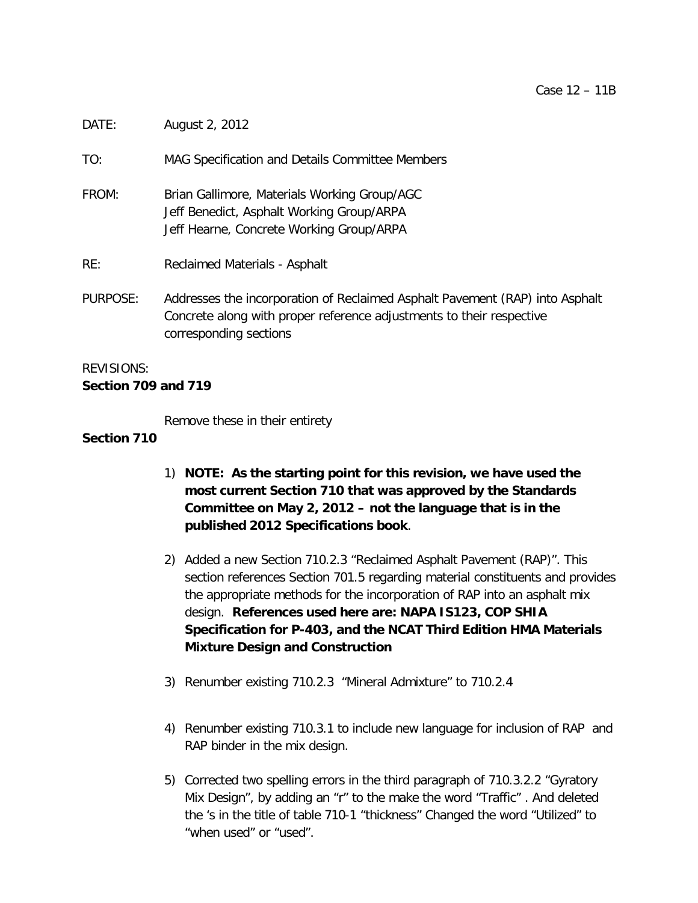Case 12 – 11B

DATE: August 2, 2012

TO: MAG Specification and Details Committee Members

FROM: Brian Gallimore, Materials Working Group/AGC
Jeff Benedict, Asphalt Working Group/ARPA
Jeff Hearne, Concrete Working Group/ARPA

RE: Reclaimed Materials - Asphalt

PURPOSE: Addresses the incorporation of Reclaimed Asphalt Pavement (RAP) into Asphalt Concrete along with proper reference adjustments to their respective corresponding sections

REVISIONS:

**Section 709 and 719**

Remove these in their entirety

**Section 710**

1) **NOTE: As the starting point for this revision, we have used the most current Section 710 that was approved by the Standards Committee on May 2, 2012 – not the language that is in the published 2012 Specifications book**.

2) Added a new Section 710.2.3 "Reclaimed Asphalt Pavement (RAP)". This section references Section 701.5 regarding material constituents and provides the appropriate methods for the incorporation of RAP into an asphalt mix design. **References used here are: NAPA IS123, COP SHIA Specification for P-403, and the NCAT Third Edition HMA Materials Mixture Design and Construction**

3) Renumber existing 710.2.3 "Mineral Admixture" to 710.2.4

4) Renumber existing 710.3.1 to include new language for inclusion of RAP and RAP binder in the mix design.

5) Corrected two spelling errors in the third paragraph of 710.3.2.2 "Gyratory Mix Design", by adding an "r" to the make the word "Traffic" . And deleted the 's in the title of table 710-1 "thickness" Changed the word "Utilized" to "when used" or "used".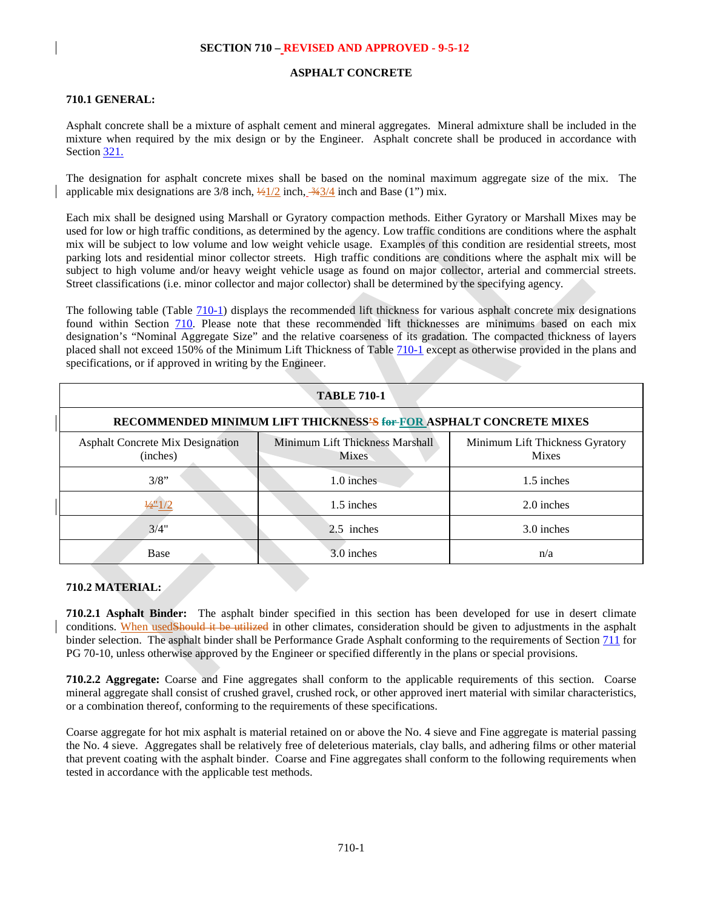**SECTION 710 – REVISED AND APPROVED - 9-5-12**

**ASPHALT CONCRETE**

## 710.1 GENERAL:

Asphalt concrete shall be a mixture of asphalt cement and mineral aggregates. Mineral admixture shall be included in the mixture when required by the mix design or by the Engineer. Asphalt concrete shall be produced in accordance with Section 321.

The designation for asphalt concrete mixes shall be based on the nominal maximum aggregate size of the mix. The applicable mix designations are 3/8 inch, ½1/2 inch, ¾3/4 inch and Base (1") mix.

Each mix shall be designed using Marshall or Gyratory compaction methods. Either Gyratory or Marshall Mixes may be used for low or high traffic conditions, as determined by the agency. Low traffic conditions are conditions where the asphalt mix will be subject to low volume and low weight vehicle usage. Examples of this condition are residential streets, most parking lots and residential minor collector streets. High traffic conditions are conditions where the asphalt mix will be subject to high volume and/or heavy weight vehicle usage as found on major collector, arterial and commercial streets. Street classifications (i.e. minor collector and major collector) shall be determined by the specifying agency.

The following table (Table 710-1) displays the recommended lift thickness for various asphalt concrete mix designations found within Section 710. Please note that these recommended lift thicknesses are minimums based on each mix designation's "Nominal Aggregate Size" and the relative coarseness of its gradation. The compacted thickness of layers placed shall not exceed 150% of the Minimum Lift Thickness of Table 710-1 except as otherwise provided in the plans and specifications, or if approved in writing by the Engineer.

| TABLE 710-1 | | |
|---|---|---|
| **RECOMMENDED MINIMUM LIFT THICKNESS'S for FOR ASPHALT CONCRETE MIXES** | | |
| Asphalt Concrete Mix Designation (inches) | Minimum Lift Thickness Marshall Mixes | Minimum Lift Thickness Gyratory Mixes |
| 3/8" | 1.0 inches | 1.5 inches |
| ½"1/2 | 1.5 inches | 2.0 inches |
| 3/4" | 2.5 inches | 3.0 inches |
| Base | 3.0 inches | n/a |

## 710.2 MATERIAL:

**710.2.1 Asphalt Binder:** The asphalt binder specified in this section has been developed for use in desert climate conditions. When usedShould it be utilized in other climates, consideration should be given to adjustments in the asphalt binder selection. The asphalt binder shall be Performance Grade Asphalt conforming to the requirements of Section 711 for PG 70-10, unless otherwise approved by the Engineer or specified differently in the plans or special provisions.

**710.2.2 Aggregate:** Coarse and Fine aggregates shall conform to the applicable requirements of this section. Coarse mineral aggregate shall consist of crushed gravel, crushed rock, or other approved inert material with similar characteristics, or a combination thereof, conforming to the requirements of these specifications.

Coarse aggregate for hot mix asphalt is material retained on or above the No. 4 sieve and Fine aggregate is material passing the No. 4 sieve. Aggregates shall be relatively free of deleterious materials, clay balls, and adhering films or other material that prevent coating with the asphalt binder. Coarse and Fine aggregates shall conform to the following requirements when tested in accordance with the applicable test methods.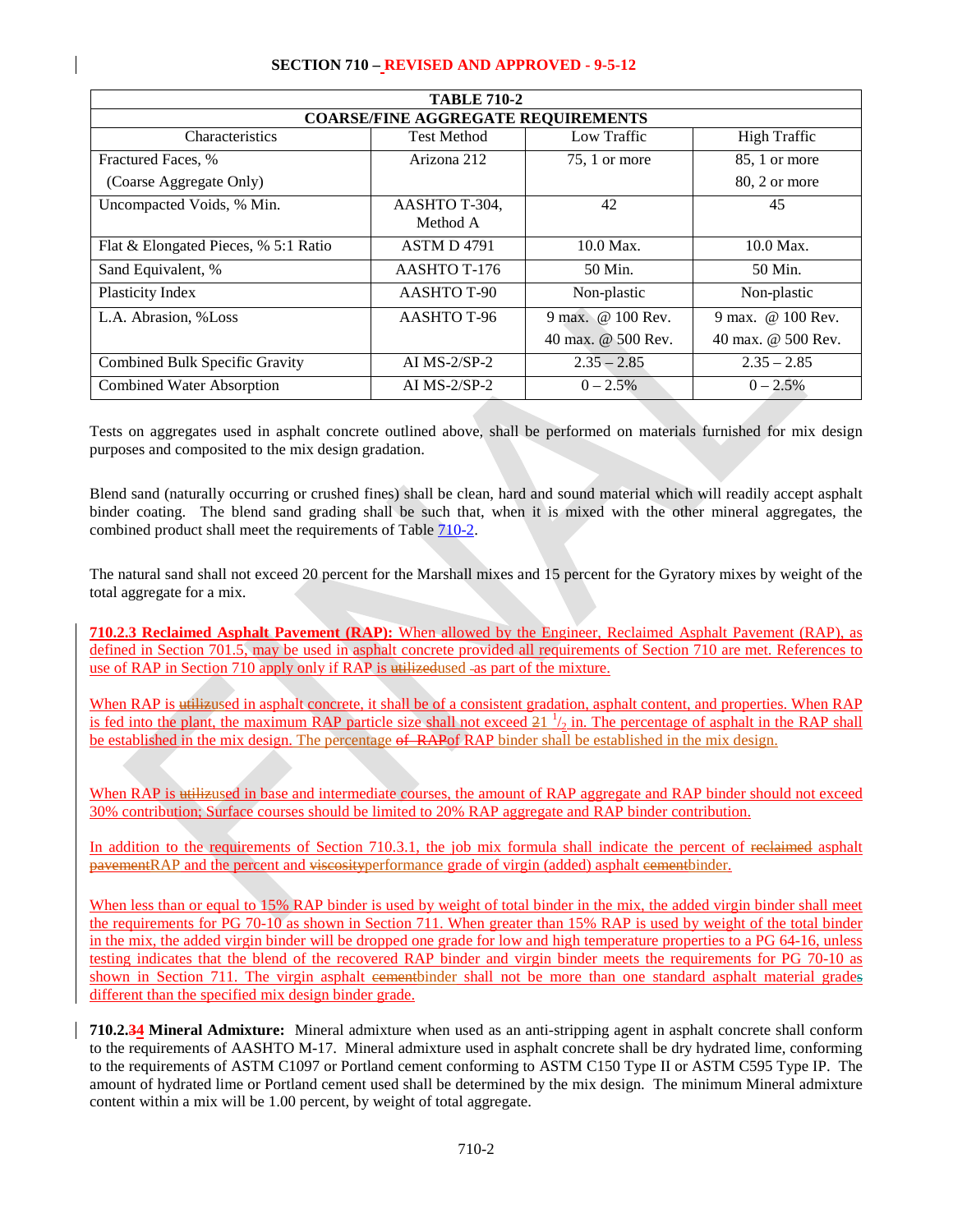| TABLE 710-2 | | | |
|---|---|---|---|
| **COARSE/FINE AGGREGATE REQUIREMENTS** | | | |
| Characteristics | Test Method | Low Traffic | High Traffic |
| Fractured Faces, % (Coarse Aggregate Only) | Arizona 212 | 75, 1 or more | 85, 1 or more<br>80, 2 or more |
| Uncompacted Voids, % Min. | AASHTO T-304, Method A | 42 | 45 |
| Flat & Elongated Pieces, % 5:1 Ratio | ASTM D 4791 | 10.0 Max. | 10.0 Max. |
| Sand Equivalent, % | AASHTO T-176 | 50 Min. | 50 Min. |
| Plasticity Index | AASHTO T-90 | Non-plastic | Non-plastic |
| L.A. Abrasion, %Loss | AASHTO T-96 | 9 max. @ 100 Rev.<br>40 max. @ 500 Rev. | 9 max. @ 100 Rev.<br>40 max. @ 500 Rev. |
| Combined Bulk Specific Gravity | AI MS-2/SP-2 | 2.35 – 2.85 | 2.35 – 2.85 |
| Combined Water Absorption | AI MS-2/SP-2 | 0 – 2.5% | 0 – 2.5% |

Tests on aggregates used in asphalt concrete outlined above, shall be performed on materials furnished for mix design purposes and composited to the mix design gradation.

Blend sand (naturally occurring or crushed fines) shall be clean, hard and sound material which will readily accept asphalt binder coating. The blend sand grading shall be such that, when it is mixed with the other mineral aggregates, the combined product shall meet the requirements of Table 710-2.

The natural sand shall not exceed 20 percent for the Marshall mixes and 15 percent for the Gyratory mixes by weight of the total aggregate for a mix.

**710.2.3 Reclaimed Asphalt Pavement (RAP):** When allowed by the Engineer, Reclaimed Asphalt Pavement (RAP), as defined in Section 701.5, may be used in asphalt concrete provided all requirements of Section 710 are met. References to use of RAP in Section 710 apply only if RAP is ~~utilized~~used ~~-~~as part of the mixture.

When RAP is ~~utiliz~~used in asphalt concrete, it shall be of a consistent gradation, asphalt content, and properties. When RAP is fed into the plant, the maximum RAP particle size shall not exceed ~~2~~1 1/2 in. The percentage of asphalt in the RAP shall be established in the mix design. The percentage ~~of RAP~~of RAP binder shall be established in the mix design.

When RAP is ~~utiliz~~used in base and intermediate courses, the amount of RAP aggregate and RAP binder should not exceed 30% contribution; Surface courses should be limited to 20% RAP aggregate and RAP binder contribution.

In addition to the requirements of Section 710.3.1, the job mix formula shall indicate the percent of ~~reclaimed~~ asphalt ~~pavement~~RAP and the percent and ~~viscosity~~performance grade of virgin (added) asphalt ~~cement~~binder.

When less than or equal to 15% RAP binder is used by weight of total binder in the mix, the added virgin binder shall meet the requirements for PG 70-10 as shown in Section 711. When greater than 15% RAP is used by weight of the total binder in the mix, the added virgin binder will be dropped one grade for low and high temperature properties to a PG 64-16, unless testing indicates that the blend of the recovered RAP binder and virgin binder meets the requirements for PG 70-10 as shown in Section 711. The virgin asphalt ~~cement~~binder shall not be more than one standard asphalt material grade~~s~~ different than the specified mix design binder grade.

**710.2.~~3~~4 Mineral Admixture:** Mineral admixture when used as an anti-stripping agent in asphalt concrete shall conform to the requirements of AASHTO M-17. Mineral admixture used in asphalt concrete shall be dry hydrated lime, conforming to the requirements of ASTM C1097 or Portland cement conforming to ASTM C150 Type II or ASTM C595 Type IP. The amount of hydrated lime or Portland cement used shall be determined by the mix design. The minimum Mineral admixture content within a mix will be 1.00 percent, by weight of total aggregate.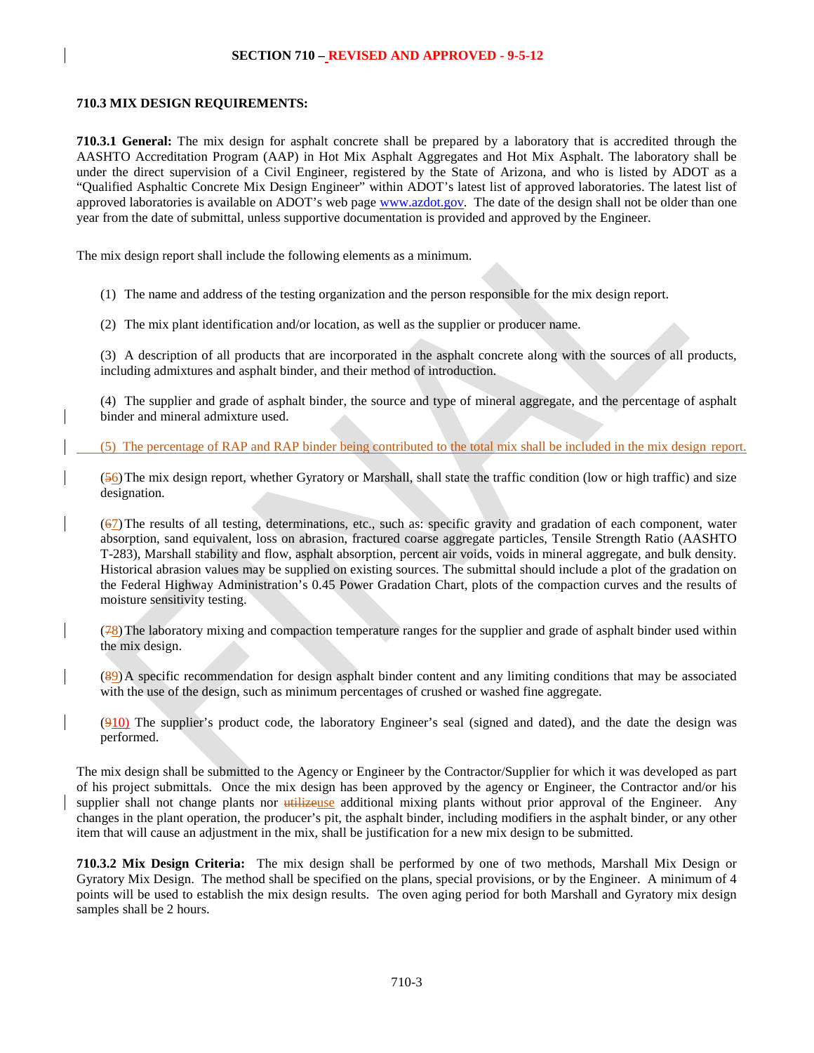**SECTION 710 – REVISED AND APPROVED - 9-5-12**

**710.3 MIX DESIGN REQUIREMENTS:**

**710.3.1 General:** The mix design for asphalt concrete shall be prepared by a laboratory that is accredited through the AASHTO Accreditation Program (AAP) in Hot Mix Asphalt Aggregates and Hot Mix Asphalt. The laboratory shall be under the direct supervision of a Civil Engineer, registered by the State of Arizona, and who is listed by ADOT as a "Qualified Asphaltic Concrete Mix Design Engineer" within ADOT's latest list of approved laboratories. The latest list of approved laboratories is available on ADOT's web page www.azdot.gov. The date of the design shall not be older than one year from the date of submittal, unless supportive documentation is provided and approved by the Engineer.

The mix design report shall include the following elements as a minimum.

(1) The name and address of the testing organization and the person responsible for the mix design report.

(2) The mix plant identification and/or location, as well as the supplier or producer name.

(3) A description of all products that are incorporated in the asphalt concrete along with the sources of all products, including admixtures and asphalt binder, and their method of introduction.

(4) The supplier and grade of asphalt binder, the source and type of mineral aggregate, and the percentage of asphalt binder and mineral admixture used.

(5) The percentage of RAP and RAP binder being contributed to the total mix shall be included in the mix design report.

(~~5~~6) The mix design report, whether Gyratory or Marshall, shall state the traffic condition (low or high traffic) and size designation.

(~~6~~7) The results of all testing, determinations, etc., such as: specific gravity and gradation of each component, water absorption, sand equivalent, loss on abrasion, fractured coarse aggregate particles, Tensile Strength Ratio (AASHTO T-283), Marshall stability and flow, asphalt absorption, percent air voids, voids in mineral aggregate, and bulk density. Historical abrasion values may be supplied on existing sources. The submittal should include a plot of the gradation on the Federal Highway Administration's 0.45 Power Gradation Chart, plots of the compaction curves and the results of moisture sensitivity testing.

(~~7~~8) The laboratory mixing and compaction temperature ranges for the supplier and grade of asphalt binder used within the mix design.

(~~8~~9) A specific recommendation for design asphalt binder content and any limiting conditions that may be associated with the use of the design, such as minimum percentages of crushed or washed fine aggregate.

(~~9~~10) The supplier's product code, the laboratory Engineer's seal (signed and dated), and the date the design was performed.

The mix design shall be submitted to the Agency or Engineer by the Contractor/Supplier for which it was developed as part of his project submittals. Once the mix design has been approved by the agency or Engineer, the Contractor and/or his supplier shall not change plants nor ~~utilize~~use additional mixing plants without prior approval of the Engineer. Any changes in the plant operation, the producer's pit, the asphalt binder, including modifiers in the asphalt binder, or any other item that will cause an adjustment in the mix, shall be justification for a new mix design to be submitted.

**710.3.2 Mix Design Criteria:** The mix design shall be performed by one of two methods, Marshall Mix Design or Gyratory Mix Design. The method shall be specified on the plans, special provisions, or by the Engineer. A minimum of 4 points will be used to establish the mix design results. The oven aging period for both Marshall and Gyratory mix design samples shall be 2 hours.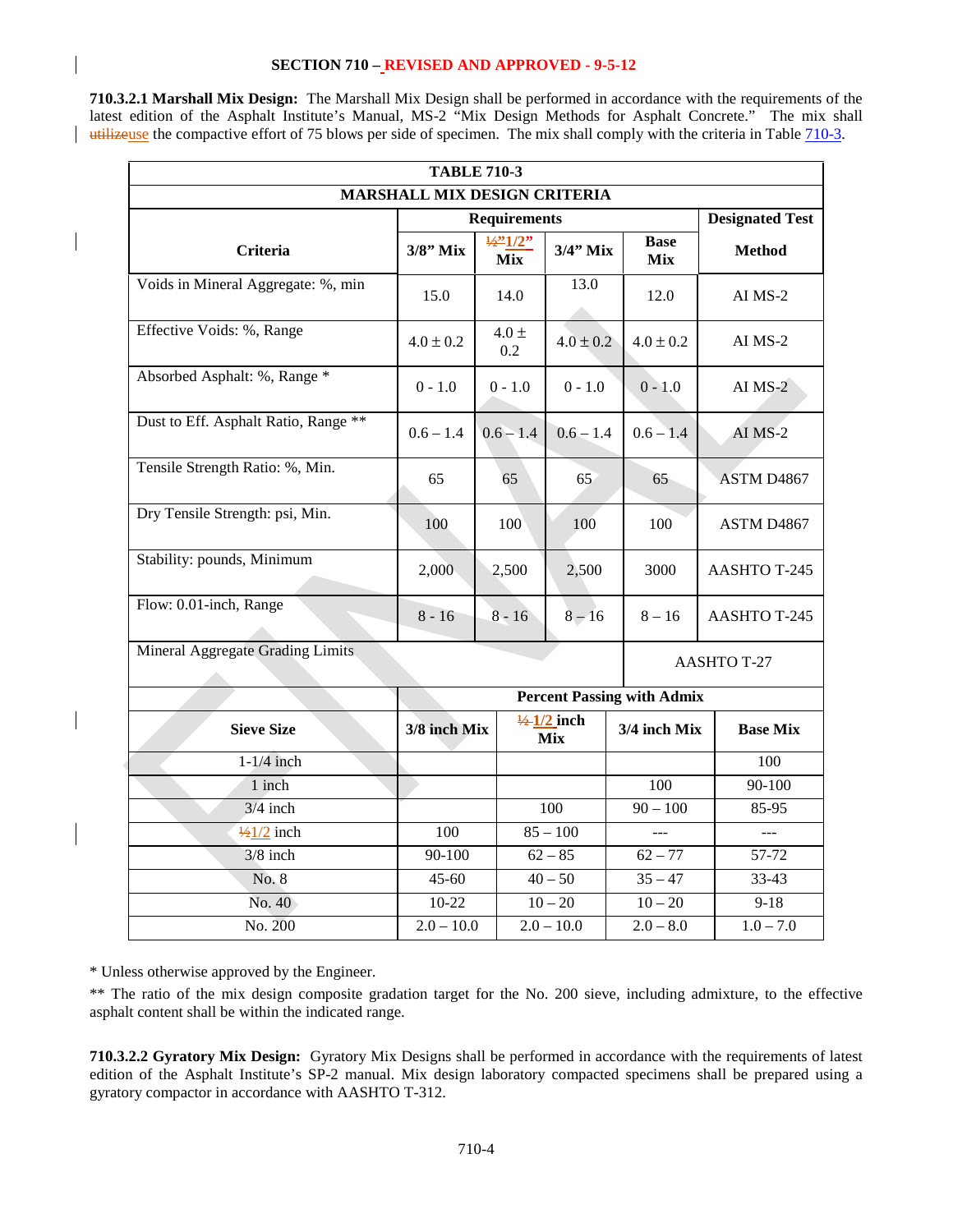**SECTION 710 – REVISED AND APPROVED - 9-5-12**

**710.3.2.1 Marshall Mix Design:** The Marshall Mix Design shall be performed in accordance with the requirements of the latest edition of the Asphalt Institute's Manual, MS-2 "Mix Design Methods for Asphalt Concrete." The mix shall ~~utilize~~use the compactive effort of 75 blows per side of specimen. The mix shall comply with the criteria in Table 710-3.

| TABLE 710-3 MARSHALL MIX DESIGN CRITERIA | | | | | |
|---|---|---|---|---|---|
| Criteria | Requirements | | | | Designated Test Method |
| | 3/8" Mix | ~~½"~~1/2" Mix | 3/4" Mix | Base Mix | |
| Voids in Mineral Aggregate: %, min | 15.0 | 14.0 | 13.0 | 12.0 | AI MS-2 |
| Effective Voids: %, Range | 4.0 ± 0.2 | 4.0 ± 0.2 | 4.0 ± 0.2 | 4.0 ± 0.2 | AI MS-2 |
| Absorbed Asphalt: %, Range * | 0 - 1.0 | 0 - 1.0 | 0 - 1.0 | 0 - 1.0 | AI MS-2 |
| Dust to Eff. Asphalt Ratio, Range ** | 0.6 – 1.4 | 0.6 – 1.4 | 0.6 – 1.4 | 0.6 – 1.4 | AI MS-2 |
| Tensile Strength Ratio: %, Min. | 65 | 65 | 65 | 65 | ASTM D4867 |
| Dry Tensile Strength: psi, Min. | 100 | 100 | 100 | 100 | ASTM D4867 |
| Stability: pounds, Minimum | 2,000 | 2,500 | 2,500 | 3000 | AASHTO T-245 |
| Flow: 0.01-inch, Range | 8 - 16 | 8 - 16 | 8 – 16 | 8 – 16 | AASHTO T-245 |
| Mineral Aggregate Grading Limits | | | | | AASHTO T-27 |

| | Percent Passing with Admix | | | |
|---|---|---|---|---|
| Sieve Size | 3/8 inch Mix | ~~½~~ 1/2 inch Mix | 3/4 inch Mix | Base Mix |
| 1-1/4 inch | | | | 100 |
| 1 inch | | | 100 | 90-100 |
| 3/4 inch | | 100 | 90 – 100 | 85-95 |
| ~~½~~1/2 inch | 100 | 85 – 100 | --- | --- |
| 3/8 inch | 90-100 | 62 – 85 | 62 – 77 | 57-72 |
| No. 8 | 45-60 | 40 – 50 | 35 – 47 | 33-43 |
| No. 40 | 10-22 | 10 – 20 | 10 – 20 | 9-18 |
| No. 200 | 2.0 – 10.0 | 2.0 – 10.0 | 2.0 – 8.0 | 1.0 – 7.0 |

* Unless otherwise approved by the Engineer.

** The ratio of the mix design composite gradation target for the No. 200 sieve, including admixture, to the effective asphalt content shall be within the indicated range.

**710.3.2.2 Gyratory Mix Design:** Gyratory Mix Designs shall be performed in accordance with the requirements of latest edition of the Asphalt Institute's SP-2 manual. Mix design laboratory compacted specimens shall be prepared using a gyratory compactor in accordance with AASHTO T-312.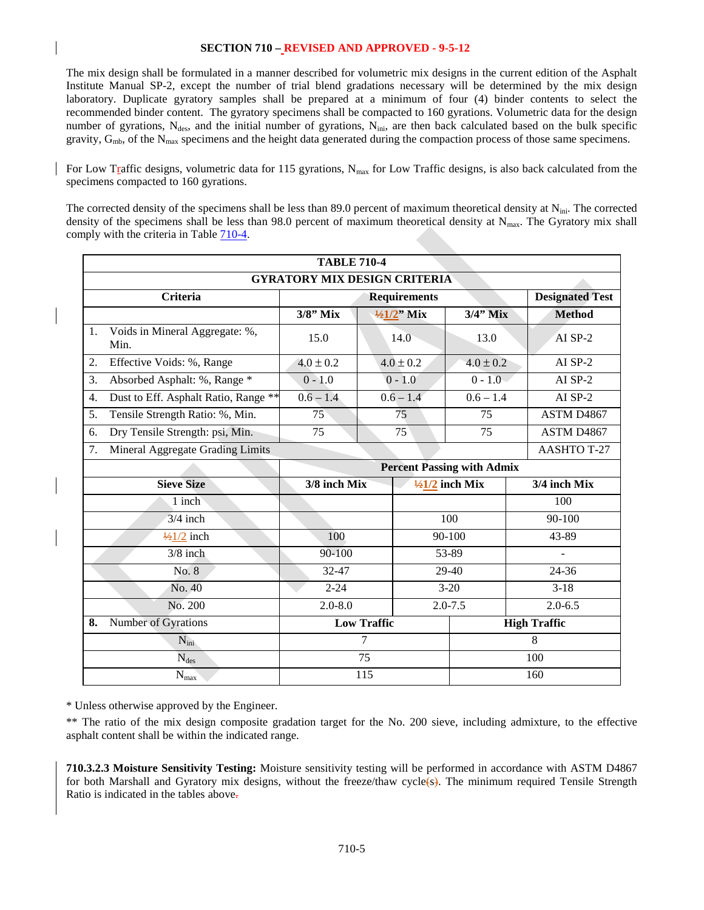# SECTION 710 – REVISED AND APPROVED - 9-5-12

The mix design shall be formulated in a manner described for volumetric mix designs in the current edition of the Asphalt Institute Manual SP-2, except the number of trial blend gradations necessary will be determined by the mix design laboratory. Duplicate gyratory samples shall be prepared at a minimum of four (4) binder contents to select the recommended binder content. The gyratory specimens shall be compacted to 160 gyrations. Volumetric data for the design number of gyrations, $N_{des}$, and the initial number of gyrations, $N_{ini}$, are then back calculated based on the bulk specific gravity, $G_{mb}$, of the $N_{max}$ specimens and the height data generated during the compaction process of those same specimens.

For Low Traffic designs, volumetric data for 115 gyrations, $N_{max}$ for Low Traffic designs, is also back calculated from the specimens compacted to 160 gyrations.

The corrected density of the specimens shall be less than 89.0 percent of maximum theoretical density at $N_{ini}$. The corrected density of the specimens shall be less than 98.0 percent of maximum theoretical density at $N_{max}$. The Gyratory mix shall comply with the criteria in Table 710-4.

**TABLE 710-4**
**GYRATORY MIX DESIGN CRITERIA**

| Criteria | Requirements | | | Designated Test |
|---|---|---|---|---|
| | 3/8" Mix | ~~½~~1/2" Mix | 3/4" Mix | Method |
| 1. Voids in Mineral Aggregate: %, Min. | 15.0 | 14.0 | 13.0 | AI SP-2 |
| 2. Effective Voids: %, Range | 4.0 ± 0.2 | 4.0 ± 0.2 | 4.0 ± 0.2 | AI SP-2 |
| 3. Absorbed Asphalt: %, Range * | 0 - 1.0 | 0 - 1.0 | 0 - 1.0 | AI SP-2 |
| 4. Dust to Eff. Asphalt Ratio, Range ** | 0.6 – 1.4 | 0.6 – 1.4 | 0.6 – 1.4 | AI SP-2 |
| 5. Tensile Strength Ratio: %, Min. | 75 | 75 | 75 | ASTM D4867 |
| 6. Dry Tensile Strength: psi, Min. | 75 | 75 | 75 | ASTM D4867 |
| 7. Mineral Aggregate Grading Limits | | | | AASHTO T-27 |

| | Percent Passing with Admix | | |
|---|---|---|---|
| Sieve Size | 3/8 inch Mix | ~~½~~1/2 inch Mix | 3/4 inch Mix |
| 1 inch | | | 100 |
| 3/4 inch | | 100 | 90-100 |
| ~~½~~1/2 inch | 100 | 90-100 | 43-89 |
| 3/8 inch | 90-100 | 53-89 | - |
| No. 8 | 32-47 | 29-40 | 24-36 |
| No. 40 | 2-24 | 3-20 | 3-18 |
| No. 200 | 2.0-8.0 | 2.0-7.5 | 2.0-6.5 |

| **8.** Number of Gyrations | Low Traffic | High Traffic |
|---|---|---|
| $N_{ini}$ | 7 | 8 |
| $N_{des}$ | 75 | 100 |
| $N_{max}$ | 115 | 160 |

* Unless otherwise approved by the Engineer.

** The ratio of the mix design composite gradation target for the No. 200 sieve, including admixture, to the effective asphalt content shall be within the indicated range.

**710.3.2.3 Moisture Sensitivity Testing:** Moisture sensitivity testing will be performed in accordance with ASTM D4867 for both Marshall and Gyratory mix designs, without the freeze/thaw cycle~~(s)~~. The minimum required Tensile Strength Ratio is indicated in the tables above~~.~~